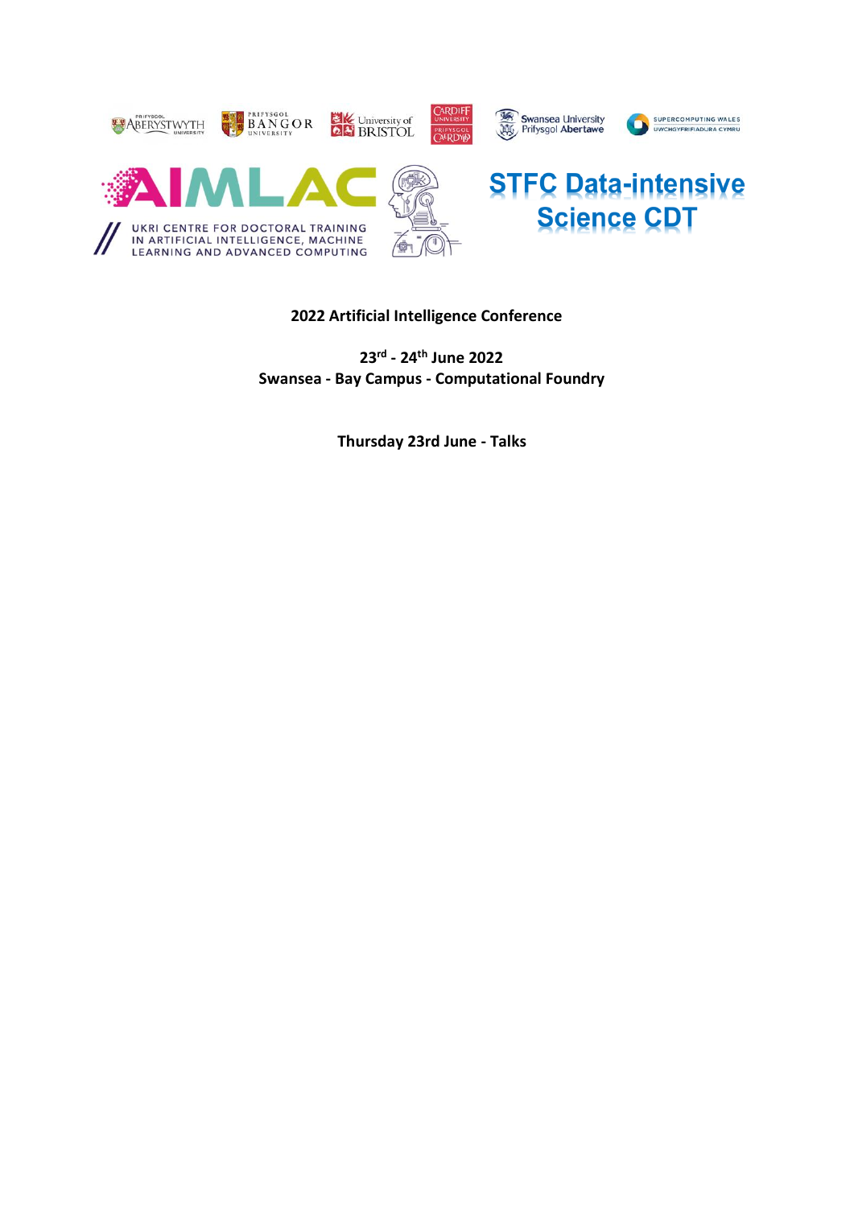**2022 Artificial Intelligence Conference**

**23rd - 24th June 2022**
**Swansea - Bay Campus - Computational Foundry**

**Thursday 23rd June - Talks**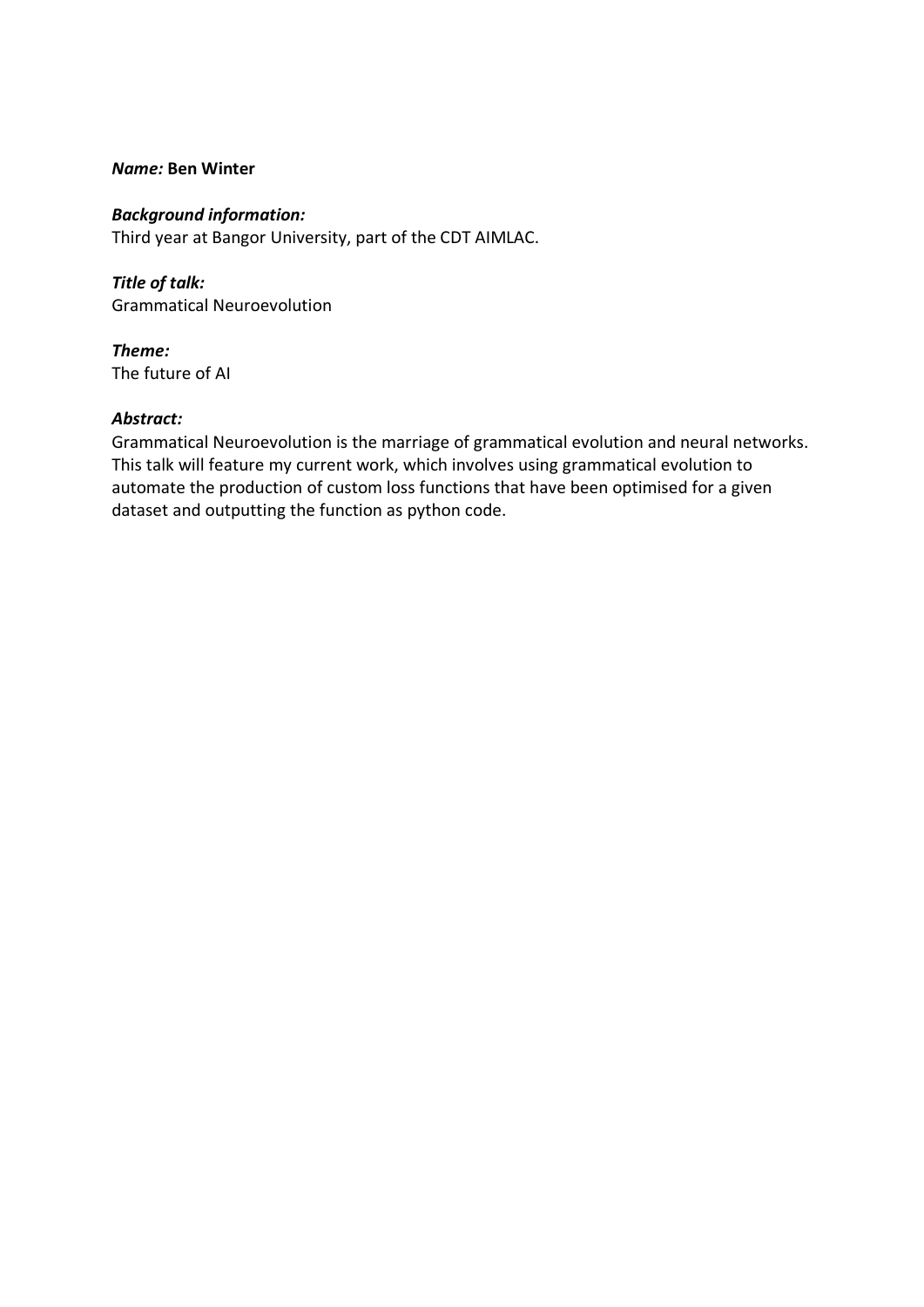***Name:*** **Ben Winter**

***Background information:***
Third year at Bangor University, part of the CDT AIMLAC.

***Title of talk:***
Grammatical Neuroevolution

***Theme:***
The future of AI

***Abstract:***
Grammatical Neuroevolution is the marriage of grammatical evolution and neural networks. This talk will feature my current work, which involves using grammatical evolution to automate the production of custom loss functions that have been optimised for a given dataset and outputting the function as python code.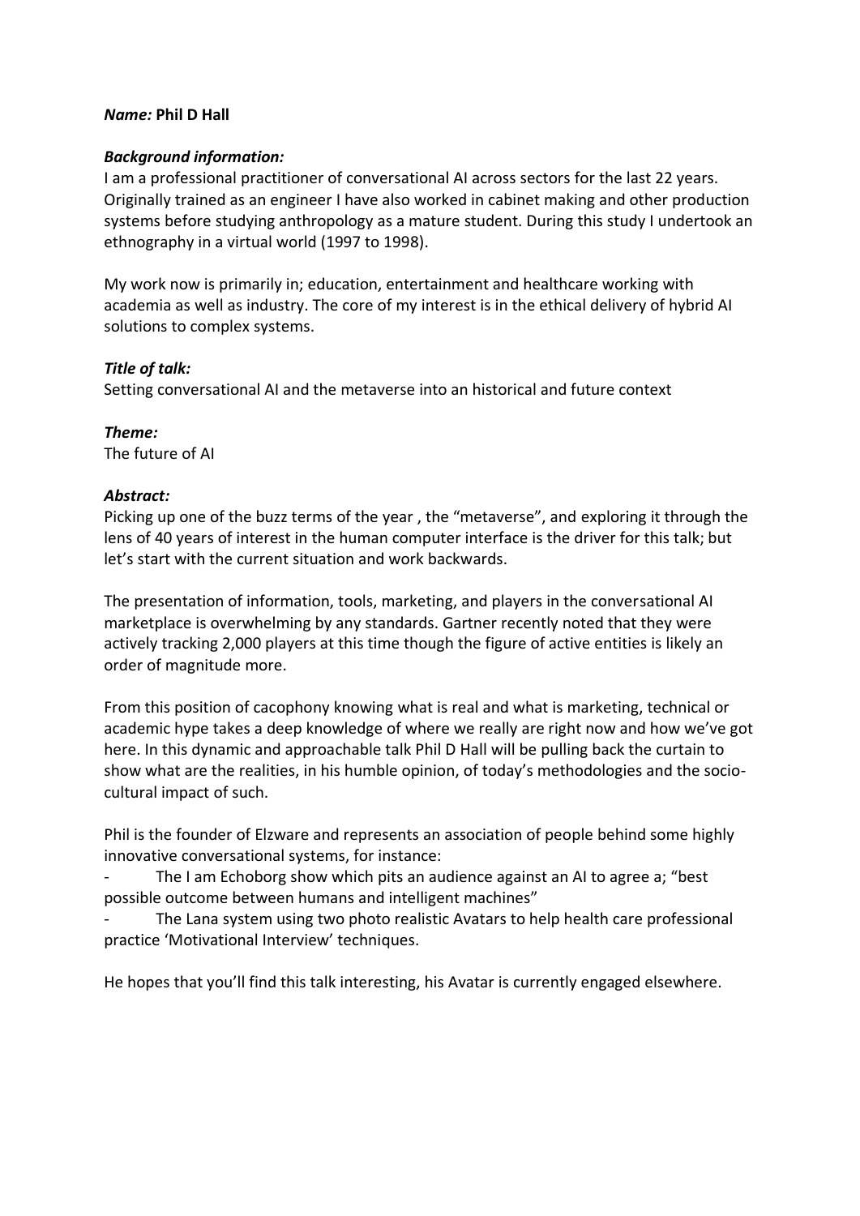***Name:* Phil D Hall**

***Background information:***

I am a professional practitioner of conversational AI across sectors for the last 22 years. Originally trained as an engineer I have also worked in cabinet making and other production systems before studying anthropology as a mature student. During this study I undertook an ethnography in a virtual world (1997 to 1998).

My work now is primarily in; education, entertainment and healthcare working with academia as well as industry. The core of my interest is in the ethical delivery of hybrid AI solutions to complex systems.

***Title of talk:***

Setting conversational AI and the metaverse into an historical and future context

***Theme:***

The future of AI

***Abstract:***

Picking up one of the buzz terms of the year , the "metaverse", and exploring it through the lens of 40 years of interest in the human computer interface is the driver for this talk; but let's start with the current situation and work backwards.

The presentation of information, tools, marketing, and players in the conversational AI marketplace is overwhelming by any standards. Gartner recently noted that they were actively tracking 2,000 players at this time though the figure of active entities is likely an order of magnitude more.

From this position of cacophony knowing what is real and what is marketing, technical or academic hype takes a deep knowledge of where we really are right now and how we've got here. In this dynamic and approachable talk Phil D Hall will be pulling back the curtain to show what are the realities, in his humble opinion, of today's methodologies and the socio-cultural impact of such.

Phil is the founder of Elzware and represents an association of people behind some highly innovative conversational systems, for instance:

- The I am Echoborg show which pits an audience against an AI to agree a; "best possible outcome between humans and intelligent machines"
- The Lana system using two photo realistic Avatars to help health care professional practice 'Motivational Interview' techniques.

He hopes that you'll find this talk interesting, his Avatar is currently engaged elsewhere.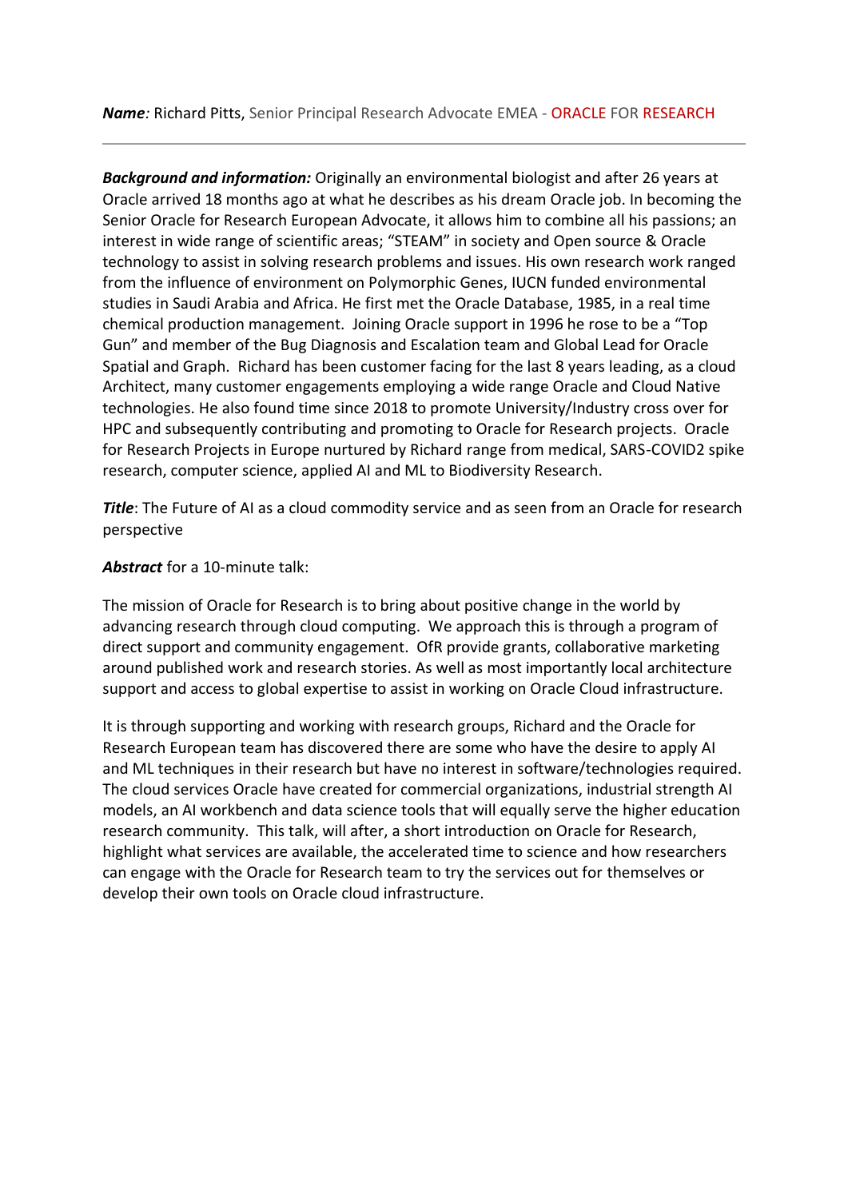***Name:*** Richard Pitts, Senior Principal Research Advocate EMEA - ORACLE FOR RESEARCH

---

***Background and information:*** Originally an environmental biologist and after 26 years at Oracle arrived 18 months ago at what he describes as his dream Oracle job. In becoming the Senior Oracle for Research European Advocate, it allows him to combine all his passions; an interest in wide range of scientific areas; "STEAM" in society and Open source & Oracle technology to assist in solving research problems and issues. His own research work ranged from the influence of environment on Polymorphic Genes, IUCN funded environmental studies in Saudi Arabia and Africa. He first met the Oracle Database, 1985, in a real time chemical production management. Joining Oracle support in 1996 he rose to be a "Top Gun" and member of the Bug Diagnosis and Escalation team and Global Lead for Oracle Spatial and Graph. Richard has been customer facing for the last 8 years leading, as a cloud Architect, many customer engagements employing a wide range Oracle and Cloud Native technologies. He also found time since 2018 to promote University/Industry cross over for HPC and subsequently contributing and promoting to Oracle for Research projects. Oracle for Research Projects in Europe nurtured by Richard range from medical, SARS-COVID2 spike research, computer science, applied AI and ML to Biodiversity Research.

***Title***: The Future of AI as a cloud commodity service and as seen from an Oracle for research perspective

***Abstract*** for a 10-minute talk:

The mission of Oracle for Research is to bring about positive change in the world by advancing research through cloud computing. We approach this is through a program of direct support and community engagement. OfR provide grants, collaborative marketing around published work and research stories. As well as most importantly local architecture support and access to global expertise to assist in working on Oracle Cloud infrastructure.

It is through supporting and working with research groups, Richard and the Oracle for Research European team has discovered there are some who have the desire to apply AI and ML techniques in their research but have no interest in software/technologies required. The cloud services Oracle have created for commercial organizations, industrial strength AI models, an AI workbench and data science tools that will equally serve the higher education research community. This talk, will after, a short introduction on Oracle for Research, highlight what services are available, the accelerated time to science and how researchers can engage with the Oracle for Research team to try the services out for themselves or develop their own tools on Oracle cloud infrastructure.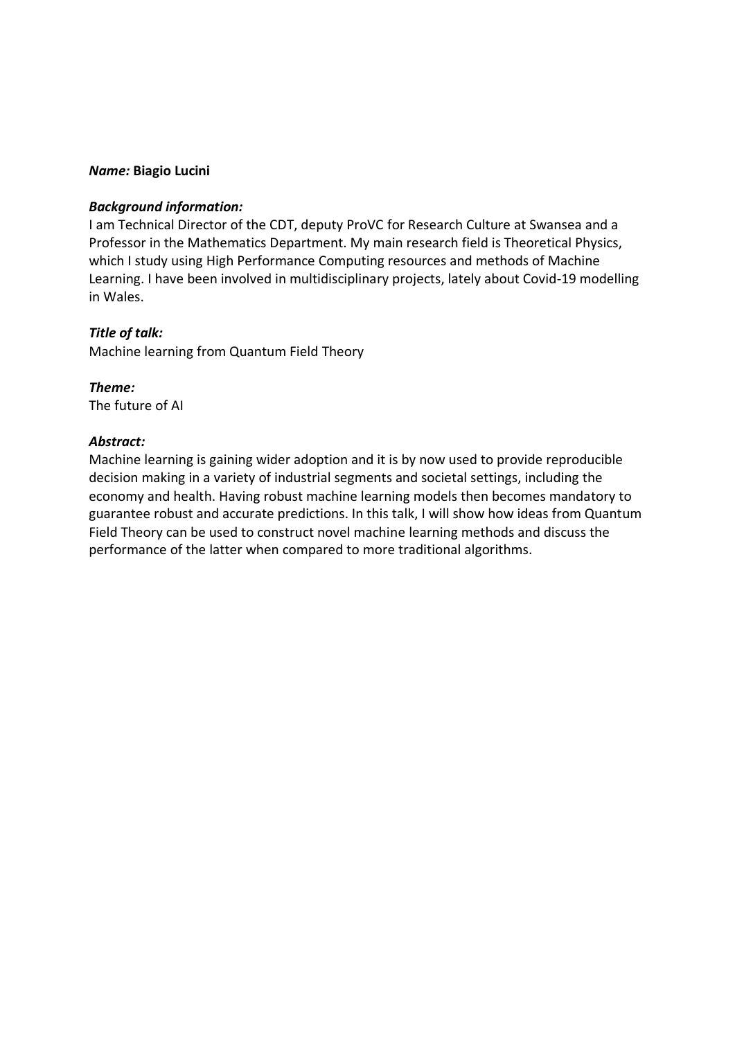***Name:*** **Biagio Lucini**

***Background information:***
I am Technical Director of the CDT, deputy ProVC for Research Culture at Swansea and a Professor in the Mathematics Department. My main research field is Theoretical Physics, which I study using High Performance Computing resources and methods of Machine Learning. I have been involved in multidisciplinary projects, lately about Covid-19 modelling in Wales.

***Title of talk:***
Machine learning from Quantum Field Theory

***Theme:***
The future of AI

***Abstract:***
Machine learning is gaining wider adoption and it is by now used to provide reproducible decision making in a variety of industrial segments and societal settings, including the economy and health. Having robust machine learning models then becomes mandatory to guarantee robust and accurate predictions. In this talk, I will show how ideas from Quantum Field Theory can be used to construct novel machine learning methods and discuss the performance of the latter when compared to more traditional algorithms.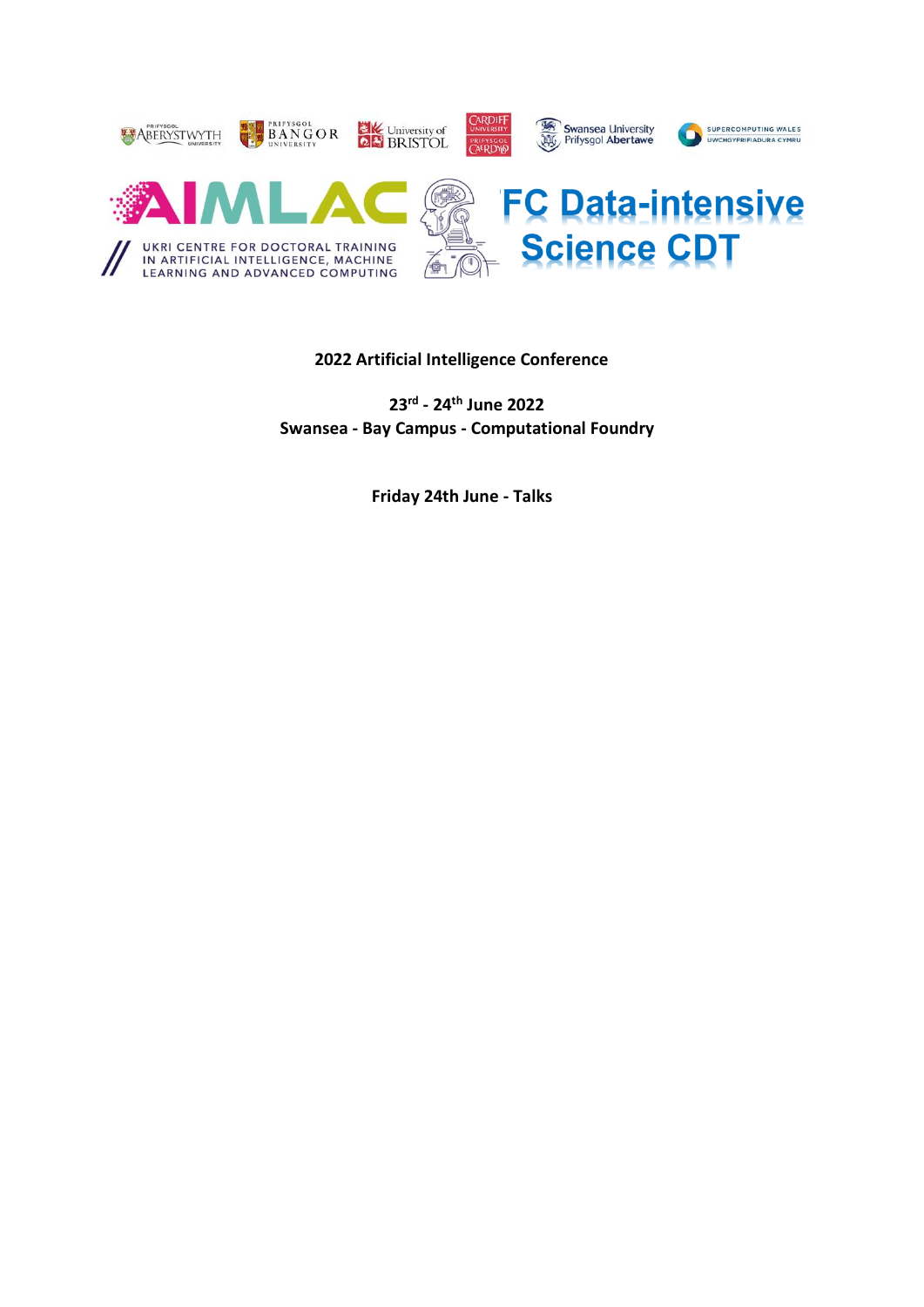**2022 Artificial Intelligence Conference**

**23rd - 24th June 2022**
**Swansea - Bay Campus - Computational Foundry**

**Friday 24th June - Talks**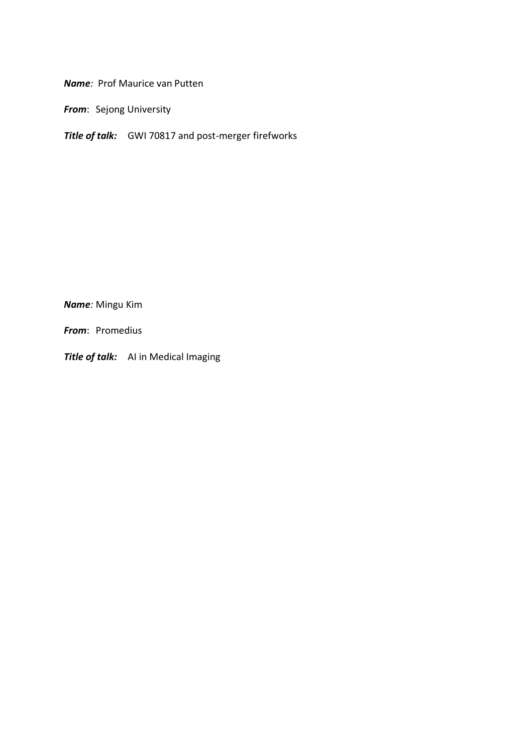***Name**:* Prof Maurice van Putten

***From***: Sejong University

***Title of talk:*** GWI 70817 and post-merger firefworks

***Name**:* Mingu Kim

***From***: Promedius

***Title of talk:*** AI in Medical Imaging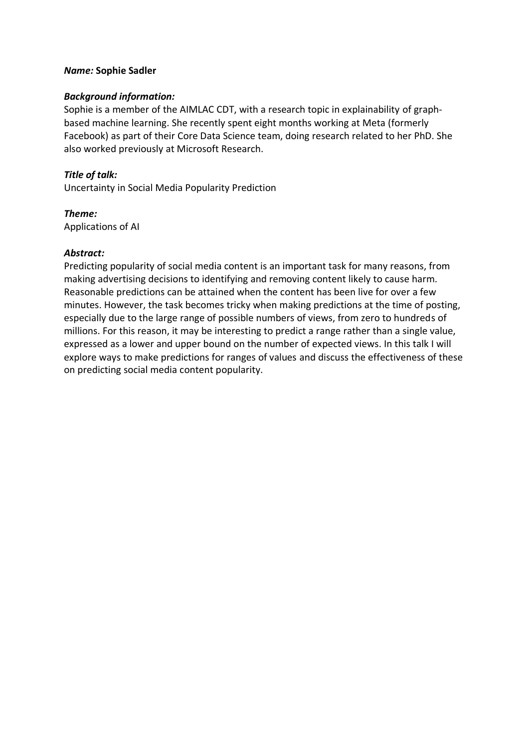***Name:*** **Sophie Sadler**

***Background information:***

Sophie is a member of the AIMLAC CDT, with a research topic in explainability of graph-based machine learning. She recently spent eight months working at Meta (formerly Facebook) as part of their Core Data Science team, doing research related to her PhD. She also worked previously at Microsoft Research.

***Title of talk:***

Uncertainty in Social Media Popularity Prediction

***Theme:***

Applications of AI

***Abstract:***

Predicting popularity of social media content is an important task for many reasons, from making advertising decisions to identifying and removing content likely to cause harm. Reasonable predictions can be attained when the content has been live for over a few minutes. However, the task becomes tricky when making predictions at the time of posting, especially due to the large range of possible numbers of views, from zero to hundreds of millions. For this reason, it may be interesting to predict a range rather than a single value, expressed as a lower and upper bound on the number of expected views. In this talk I will explore ways to make predictions for ranges of values and discuss the effectiveness of these on predicting social media content popularity.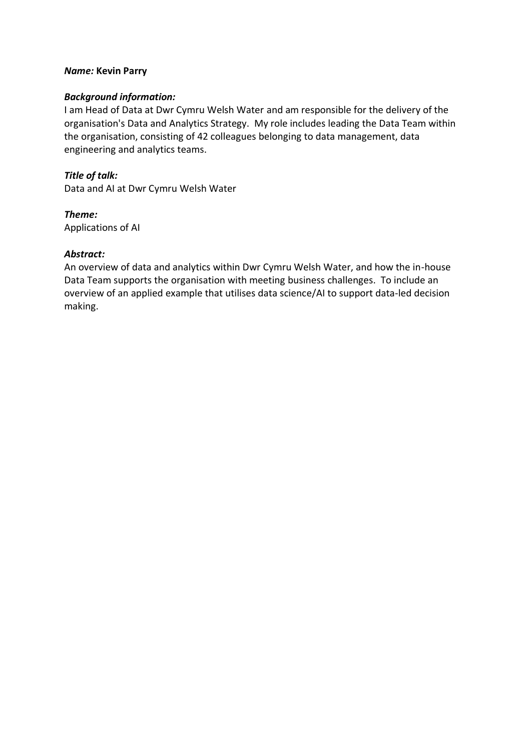***Name:*** **Kevin Parry**

***Background information:***

I am Head of Data at Dwr Cymru Welsh Water and am responsible for the delivery of the organisation's Data and Analytics Strategy. My role includes leading the Data Team within the organisation, consisting of 42 colleagues belonging to data management, data engineering and analytics teams.

***Title of talk:***

Data and AI at Dwr Cymru Welsh Water

***Theme:***

Applications of AI

***Abstract:***

An overview of data and analytics within Dwr Cymru Welsh Water, and how the in-house Data Team supports the organisation with meeting business challenges. To include an overview of an applied example that utilises data science/AI to support data-led decision making.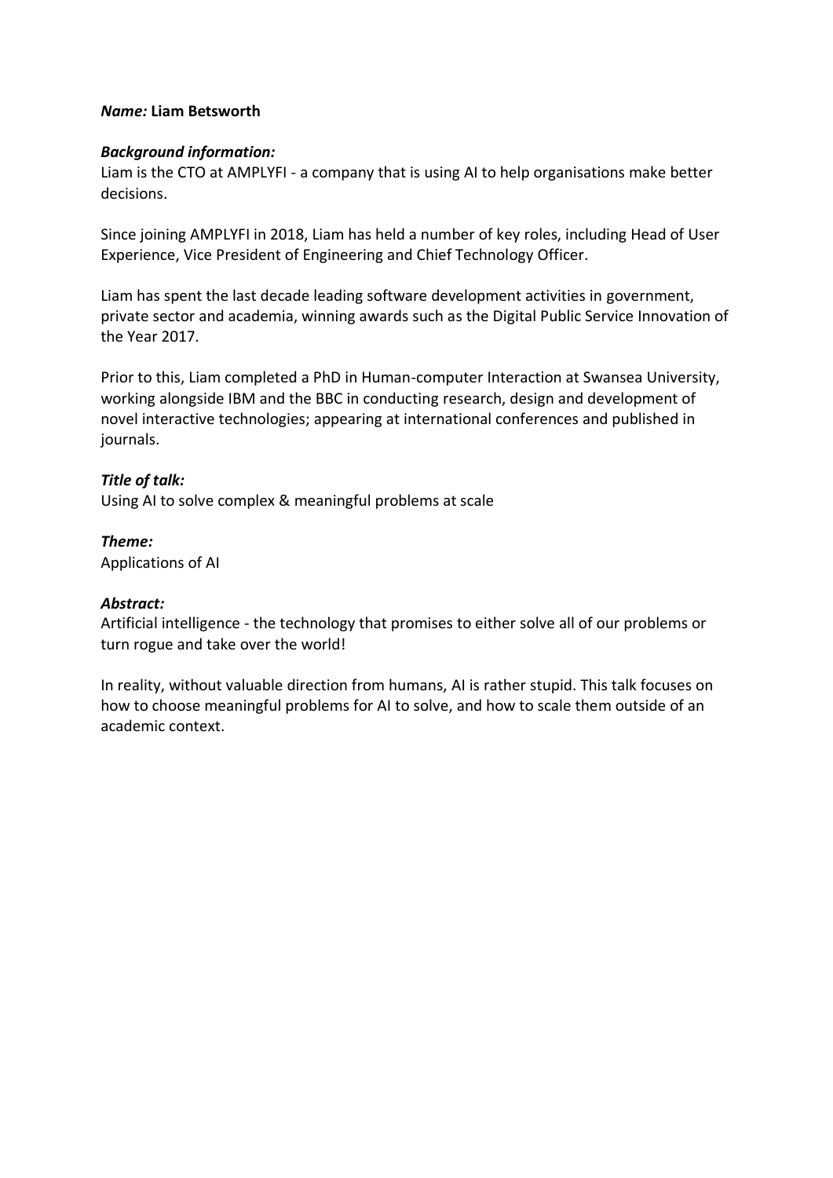***Name:*** **Liam Betsworth**

***Background information:***

Liam is the CTO at AMPLYFI - a company that is using AI to help organisations make better decisions.

Since joining AMPLYFI in 2018, Liam has held a number of key roles, including Head of User Experience, Vice President of Engineering and Chief Technology Officer.

Liam has spent the last decade leading software development activities in government, private sector and academia, winning awards such as the Digital Public Service Innovation of the Year 2017.

Prior to this, Liam completed a PhD in Human-computer Interaction at Swansea University, working alongside IBM and the BBC in conducting research, design and development of novel interactive technologies; appearing at international conferences and published in journals.

***Title of talk:***

Using AI to solve complex & meaningful problems at scale

***Theme:***

Applications of AI

***Abstract:***

Artificial intelligence - the technology that promises to either solve all of our problems or turn rogue and take over the world!

In reality, without valuable direction from humans, AI is rather stupid. This talk focuses on how to choose meaningful problems for AI to solve, and how to scale them outside of an academic context.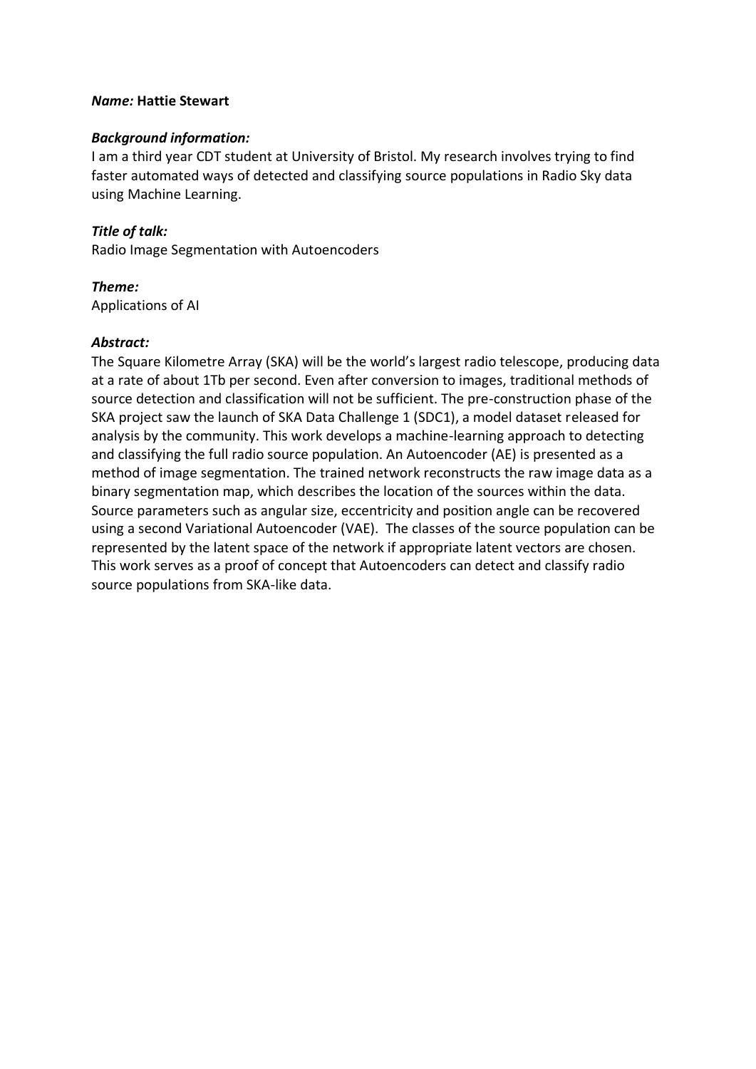***Name:*** **Hattie Stewart**

***Background information:***
I am a third year CDT student at University of Bristol. My research involves trying to find faster automated ways of detected and classifying source populations in Radio Sky data using Machine Learning.

***Title of talk:***
Radio Image Segmentation with Autoencoders

***Theme:***
Applications of AI

***Abstract:***
The Square Kilometre Array (SKA) will be the world's largest radio telescope, producing data at a rate of about 1Tb per second. Even after conversion to images, traditional methods of source detection and classification will not be sufficient. The pre-construction phase of the SKA project saw the launch of SKA Data Challenge 1 (SDC1), a model dataset released for analysis by the community. This work develops a machine-learning approach to detecting and classifying the full radio source population. An Autoencoder (AE) is presented as a method of image segmentation. The trained network reconstructs the raw image data as a binary segmentation map, which describes the location of the sources within the data. Source parameters such as angular size, eccentricity and position angle can be recovered using a second Variational Autoencoder (VAE). The classes of the source population can be represented by the latent space of the network if appropriate latent vectors are chosen. This work serves as a proof of concept that Autoencoders can detect and classify radio source populations from SKA-like data.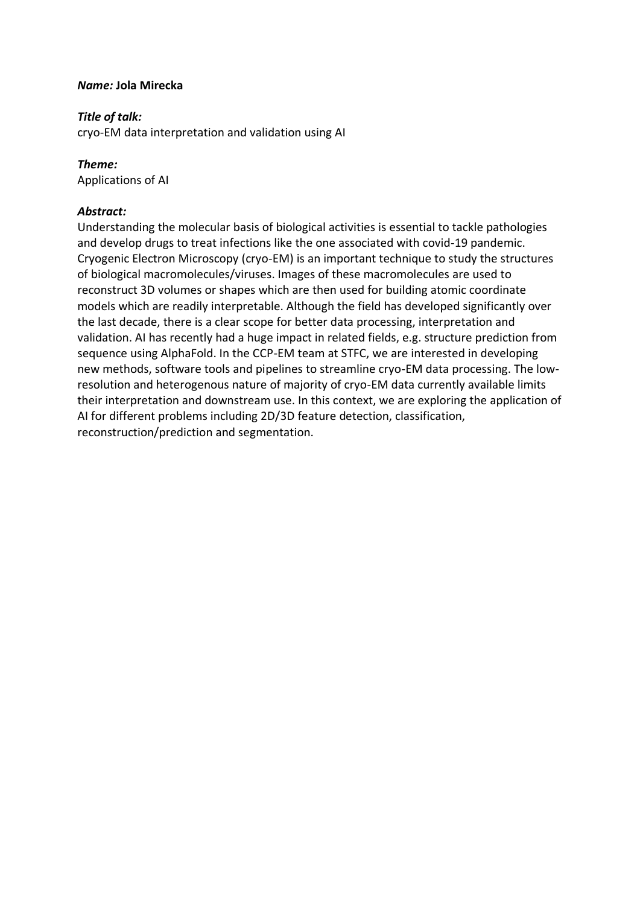***Name:* Jola Mirecka**

***Title of talk:***
cryo-EM data interpretation and validation using AI

***Theme:***
Applications of AI

***Abstract:***
Understanding the molecular basis of biological activities is essential to tackle pathologies and develop drugs to treat infections like the one associated with covid-19 pandemic. Cryogenic Electron Microscopy (cryo-EM) is an important technique to study the structures of biological macromolecules/viruses. Images of these macromolecules are used to reconstruct 3D volumes or shapes which are then used for building atomic coordinate models which are readily interpretable. Although the field has developed significantly over the last decade, there is a clear scope for better data processing, interpretation and validation. AI has recently had a huge impact in related fields, e.g. structure prediction from sequence using AlphaFold. In the CCP-EM team at STFC, we are interested in developing new methods, software tools and pipelines to streamline cryo-EM data processing. The low-resolution and heterogenous nature of majority of cryo-EM data currently available limits their interpretation and downstream use. In this context, we are exploring the application of AI for different problems including 2D/3D feature detection, classification, reconstruction/prediction and segmentation.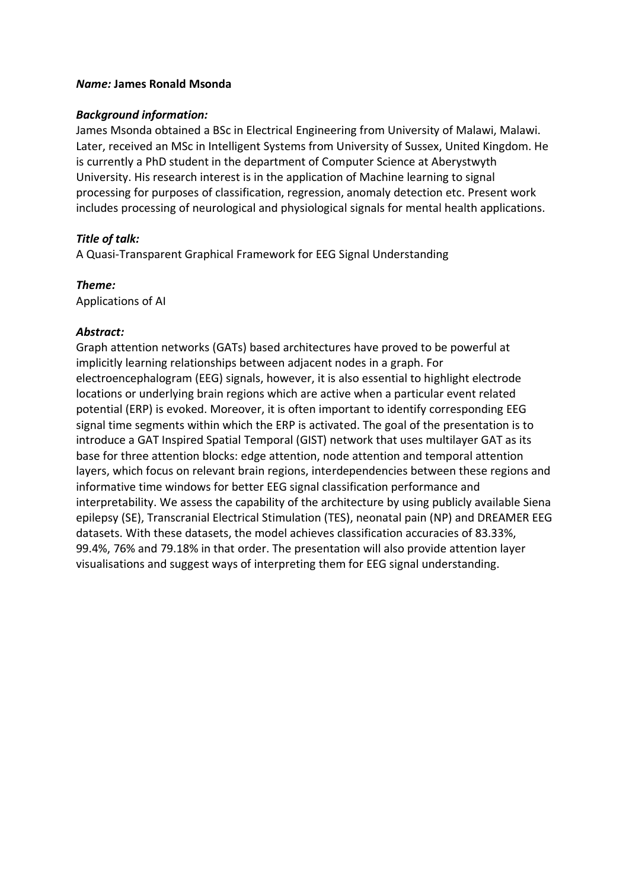***Name:*** **James Ronald Msonda**

***Background information:***

James Msonda obtained a BSc in Electrical Engineering from University of Malawi, Malawi. Later, received an MSc in Intelligent Systems from University of Sussex, United Kingdom. He is currently a PhD student in the department of Computer Science at Aberystwyth University. His research interest is in the application of Machine learning to signal processing for purposes of classification, regression, anomaly detection etc. Present work includes processing of neurological and physiological signals for mental health applications.

***Title of talk:***

A Quasi-Transparent Graphical Framework for EEG Signal Understanding

***Theme:***

Applications of AI

***Abstract:***

Graph attention networks (GATs) based architectures have proved to be powerful at implicitly learning relationships between adjacent nodes in a graph. For electroencephalogram (EEG) signals, however, it is also essential to highlight electrode locations or underlying brain regions which are active when a particular event related potential (ERP) is evoked. Moreover, it is often important to identify corresponding EEG signal time segments within which the ERP is activated. The goal of the presentation is to introduce a GAT Inspired Spatial Temporal (GIST) network that uses multilayer GAT as its base for three attention blocks: edge attention, node attention and temporal attention layers, which focus on relevant brain regions, interdependencies between these regions and informative time windows for better EEG signal classification performance and interpretability. We assess the capability of the architecture by using publicly available Siena epilepsy (SE), Transcranial Electrical Stimulation (TES), neonatal pain (NP) and DREAMER EEG datasets. With these datasets, the model achieves classification accuracies of 83.33%, 99.4%, 76% and 79.18% in that order. The presentation will also provide attention layer visualisations and suggest ways of interpreting them for EEG signal understanding.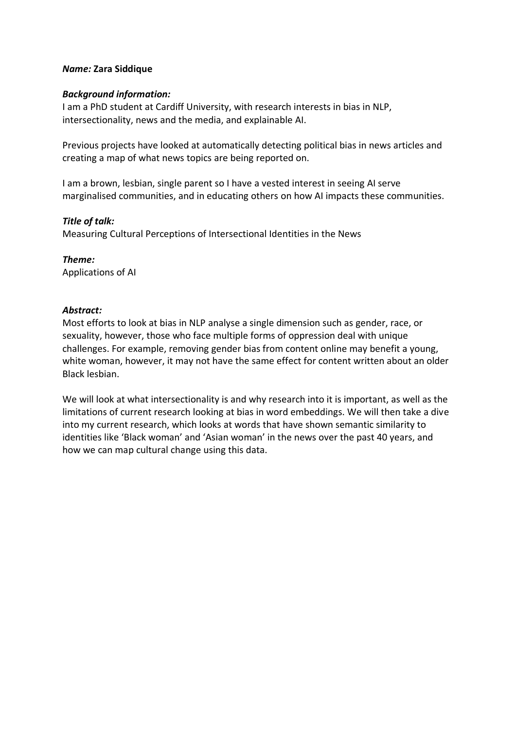***Name:*** **Zara Siddique**

***Background information:***

I am a PhD student at Cardiff University, with research interests in bias in NLP, intersectionality, news and the media, and explainable AI.

Previous projects have looked at automatically detecting political bias in news articles and creating a map of what news topics are being reported on.

I am a brown, lesbian, single parent so I have a vested interest in seeing AI serve marginalised communities, and in educating others on how AI impacts these communities.

***Title of talk:***

Measuring Cultural Perceptions of Intersectional Identities in the News

***Theme:***

Applications of AI

***Abstract:***

Most efforts to look at bias in NLP analyse a single dimension such as gender, race, or sexuality, however, those who face multiple forms of oppression deal with unique challenges. For example, removing gender bias from content online may benefit a young, white woman, however, it may not have the same effect for content written about an older Black lesbian.

We will look at what intersectionality is and why research into it is important, as well as the limitations of current research looking at bias in word embeddings. We will then take a dive into my current research, which looks at words that have shown semantic similarity to identities like 'Black woman' and 'Asian woman' in the news over the past 40 years, and how we can map cultural change using this data.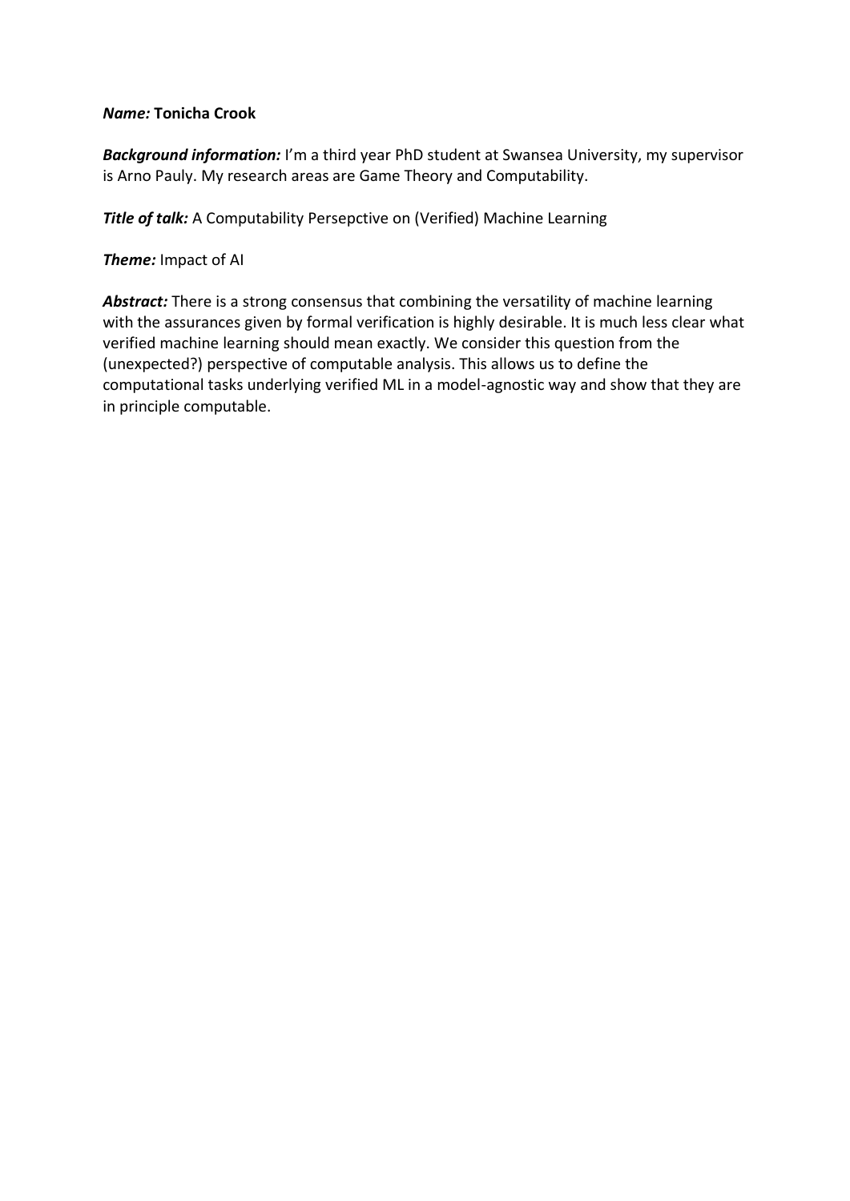***Name:*** **Tonicha Crook**

***Background information:*** I'm a third year PhD student at Swansea University, my supervisor is Arno Pauly. My research areas are Game Theory and Computability.

***Title of talk:*** A Computability Persepctive on (Verified) Machine Learning

***Theme:*** Impact of AI

***Abstract:*** There is a strong consensus that combining the versatility of machine learning with the assurances given by formal verification is highly desirable. It is much less clear what verified machine learning should mean exactly. We consider this question from the (unexpected?) perspective of computable analysis. This allows us to define the computational tasks underlying verified ML in a model-agnostic way and show that they are in principle computable.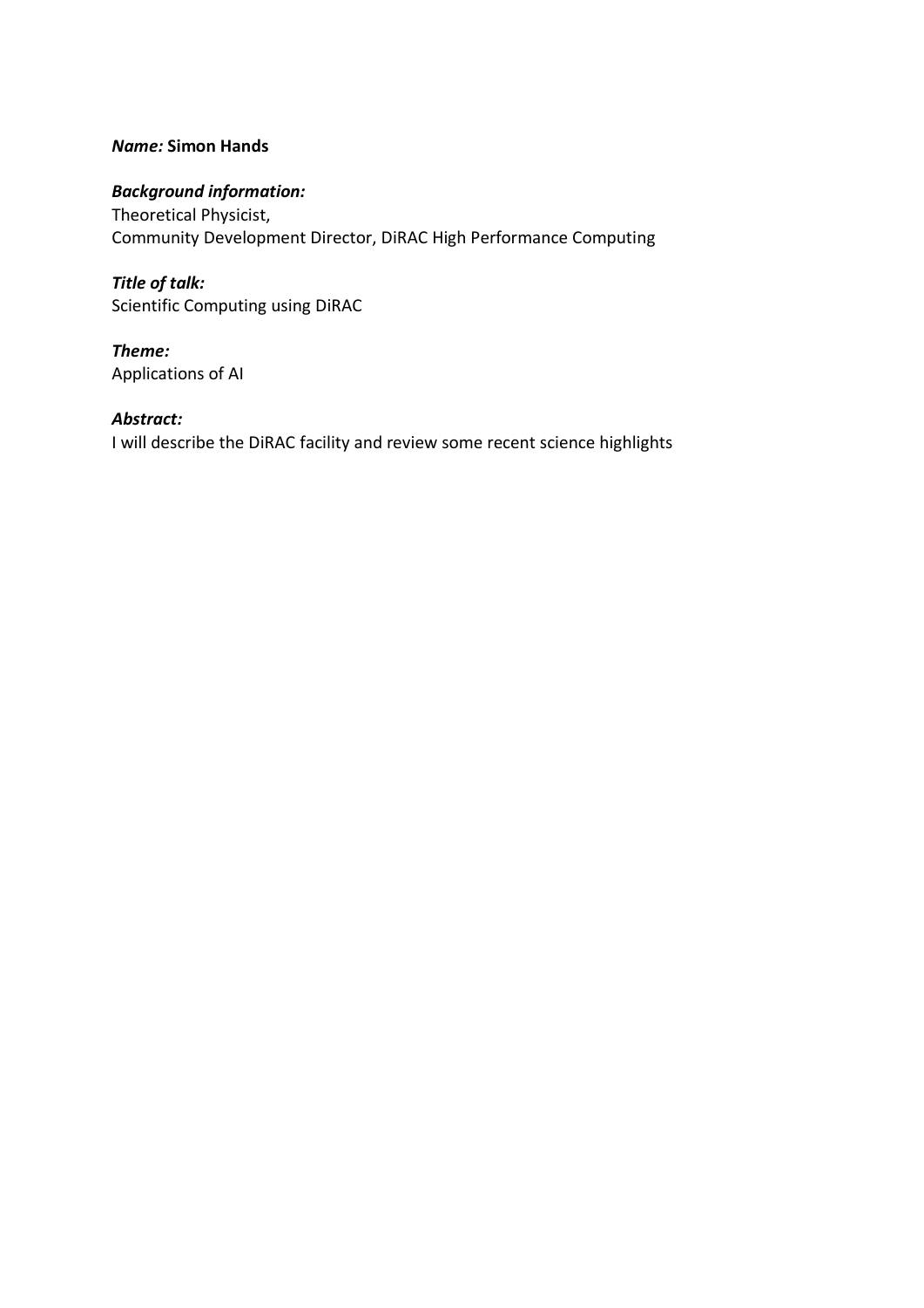***Name:*** **Simon Hands**

***Background information:***
Theoretical Physicist,
Community Development Director, DiRAC High Performance Computing

***Title of talk:***
Scientific Computing using DiRAC

***Theme:***
Applications of AI

***Abstract:***
I will describe the DiRAC facility and review some recent science highlights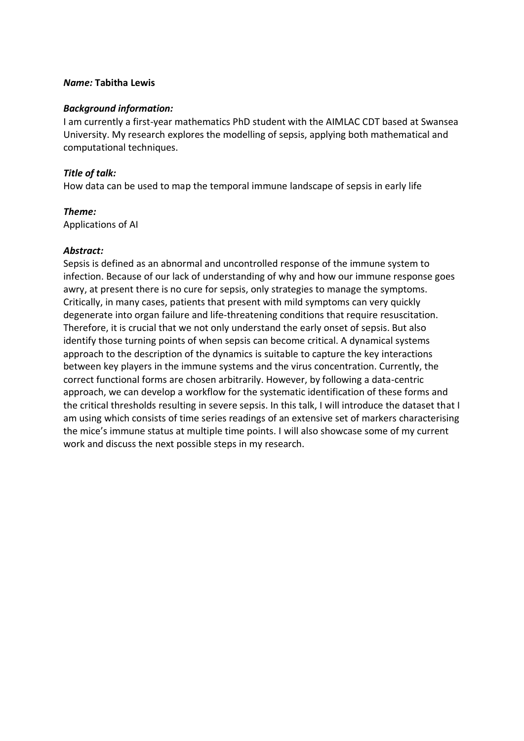***Name:*** **Tabitha Lewis**

***Background information:***

I am currently a first-year mathematics PhD student with the AIMLAC CDT based at Swansea University. My research explores the modelling of sepsis, applying both mathematical and computational techniques.

***Title of talk:***

How data can be used to map the temporal immune landscape of sepsis in early life

***Theme:***

Applications of AI

***Abstract:***

Sepsis is defined as an abnormal and uncontrolled response of the immune system to infection. Because of our lack of understanding of why and how our immune response goes awry, at present there is no cure for sepsis, only strategies to manage the symptoms. Critically, in many cases, patients that present with mild symptoms can very quickly degenerate into organ failure and life-threatening conditions that require resuscitation. Therefore, it is crucial that we not only understand the early onset of sepsis. But also identify those turning points of when sepsis can become critical. A dynamical systems approach to the description of the dynamics is suitable to capture the key interactions between key players in the immune systems and the virus concentration. Currently, the correct functional forms are chosen arbitrarily. However, by following a data-centric approach, we can develop a workflow for the systematic identification of these forms and the critical thresholds resulting in severe sepsis. In this talk, I will introduce the dataset that I am using which consists of time series readings of an extensive set of markers characterising the mice's immune status at multiple time points. I will also showcase some of my current work and discuss the next possible steps in my research.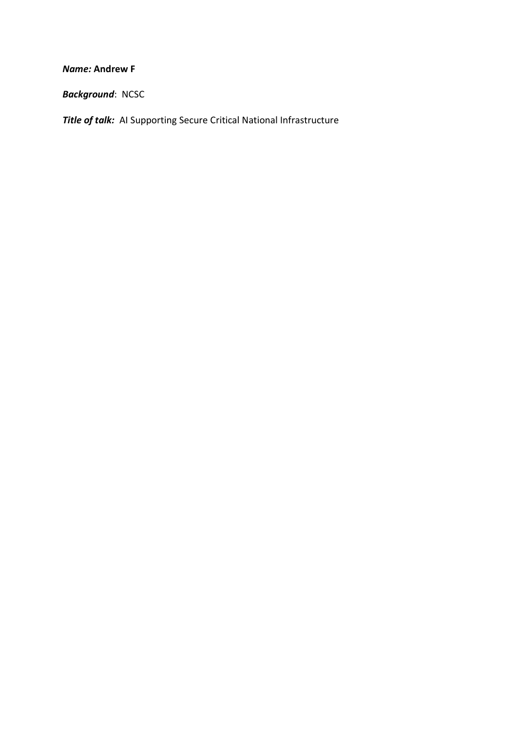***Name:*** **Andrew F**

***Background***: NCSC

***Title of talk:*** AI Supporting Secure Critical National Infrastructure